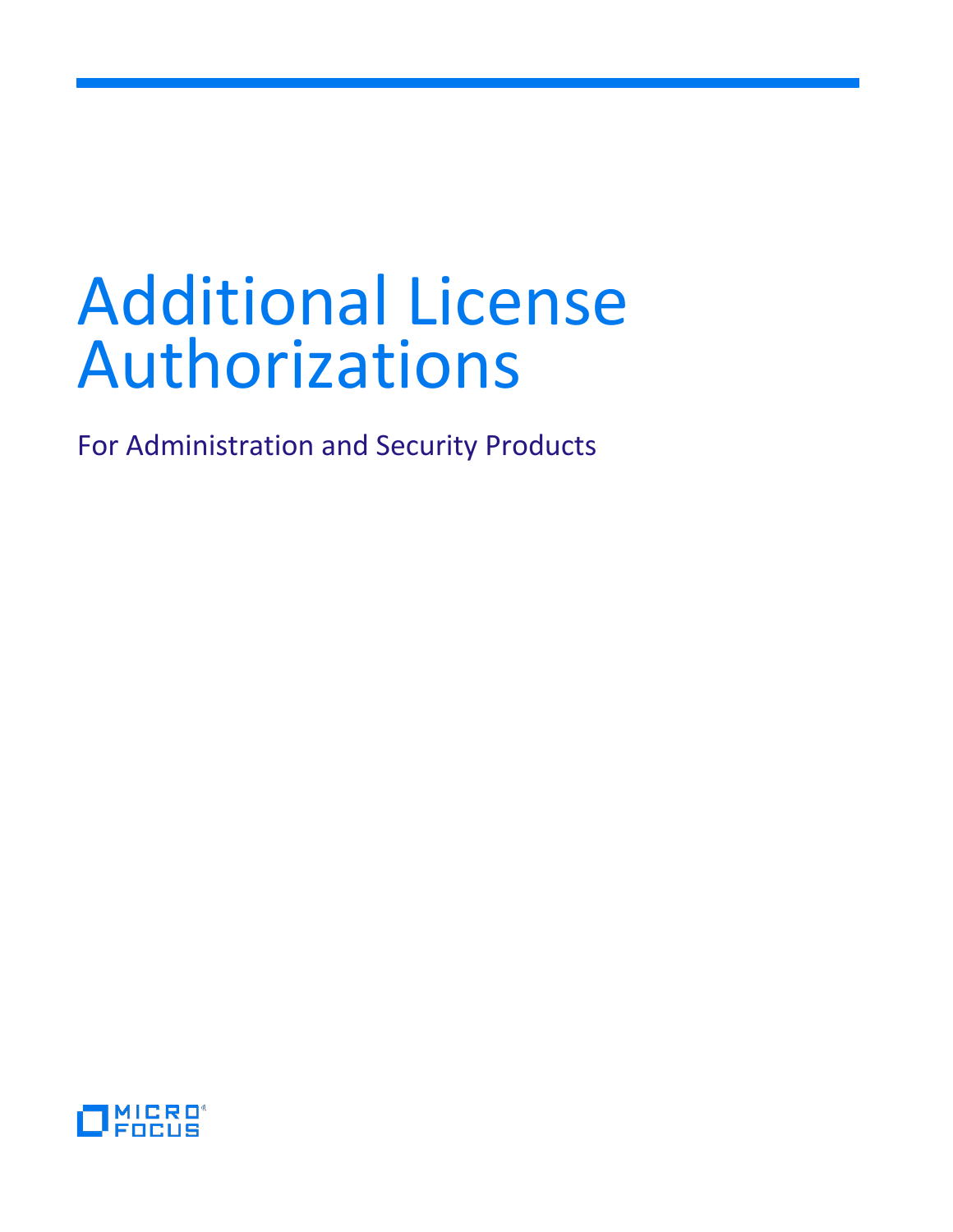# Additional License Authorizations

For Administration and Security Products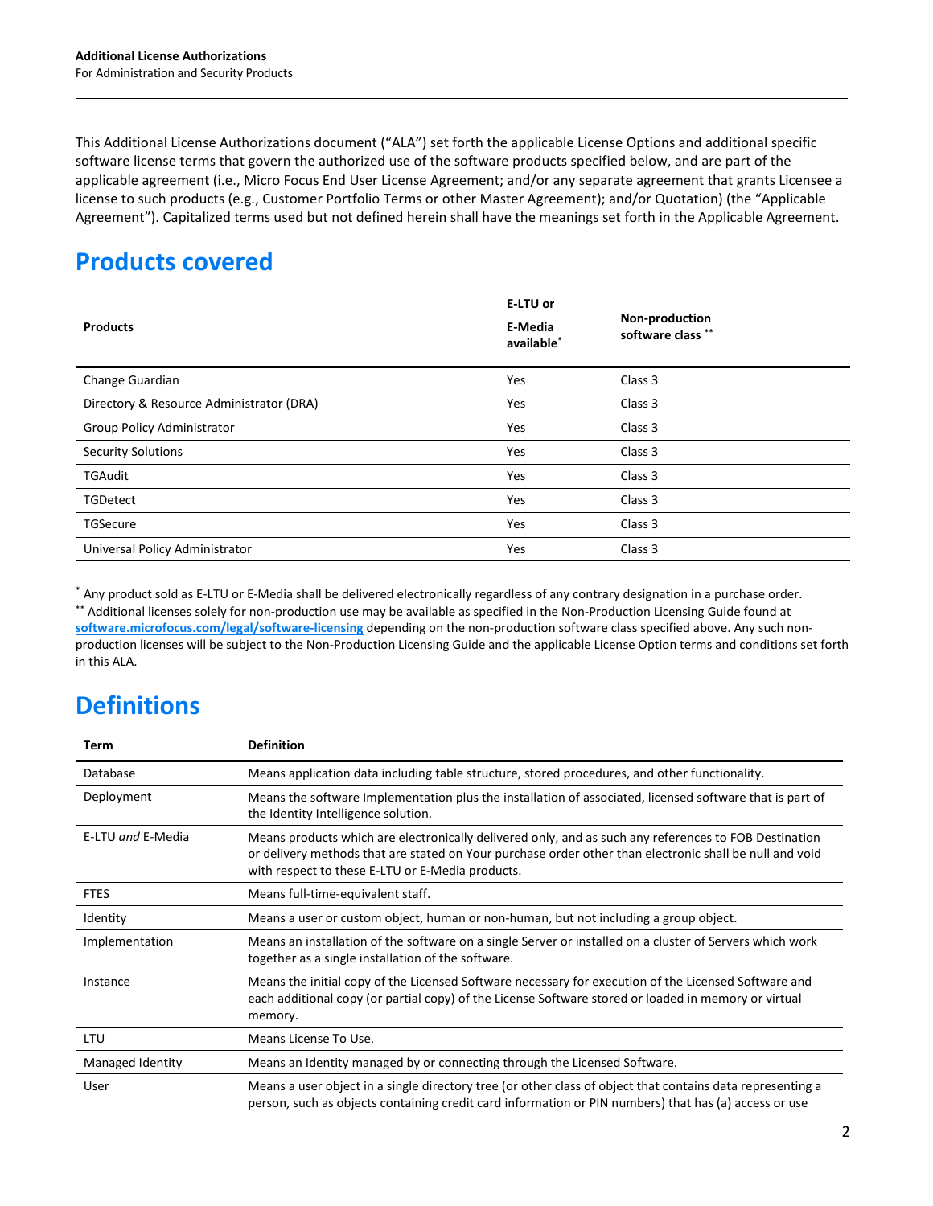This Additional License Authorizations document ("ALA") set forth the applicable License Options and additional specific software license terms that govern the authorized use of the software products specified below, and are part of the applicable agreement (i.e., Micro Focus End User License Agreement; and/or any separate agreement that grants Licensee a license to such products (e.g., Customer Portfolio Terms or other Master Agreement); and/or Quotation) (the "Applicable Agreement"). Capitalized terms used but not defined herein shall have the meanings set forth in the Applicable Agreement.

## Products covered

| Products | E-LTU or E-Media available* | Non-production software class ** |
|---|---|---|
| Change Guardian | Yes | Class 3 |
| Directory & Resource Administrator (DRA) | Yes | Class 3 |
| Group Policy Administrator | Yes | Class 3 |
| Security Solutions | Yes | Class 3 |
| TGAudit | Yes | Class 3 |
| TGDetect | Yes | Class 3 |
| TGSecure | Yes | Class 3 |
| Universal Policy Administrator | Yes | Class 3 |

* Any product sold as E-LTU or E-Media shall be delivered electronically regardless of any contrary designation in a purchase order.
** Additional licenses solely for non-production use may be available as specified in the Non-Production Licensing Guide found at **software.microfocus.com/legal/software-licensing** depending on the non-production software class specified above. Any such non-production licenses will be subject to the Non-Production Licensing Guide and the applicable License Option terms and conditions set forth in this ALA.

## Definitions

| Term | Definition |
|---|---|
| Database | Means application data including table structure, stored procedures, and other functionality. |
| Deployment | Means the software Implementation plus the installation of associated, licensed software that is part of the Identity Intelligence solution. |
| E-LTU *and* E-Media | Means products which are electronically delivered only, and as such any references to FOB Destination or delivery methods that are stated on Your purchase order other than electronic shall be null and void with respect to these E-LTU or E-Media products. |
| FTES | Means full-time-equivalent staff. |
| Identity | Means a user or custom object, human or non-human, but not including a group object. |
| Implementation | Means an installation of the software on a single Server or installed on a cluster of Servers which work together as a single installation of the software. |
| Instance | Means the initial copy of the Licensed Software necessary for execution of the Licensed Software and each additional copy (or partial copy) of the License Software stored or loaded in memory or virtual memory. |
| LTU | Means License To Use. |
| Managed Identity | Means an Identity managed by or connecting through the Licensed Software. |
| User | Means a user object in a single directory tree (or other class of object that contains data representing a person, such as objects containing credit card information or PIN numbers) that has (a) access or use |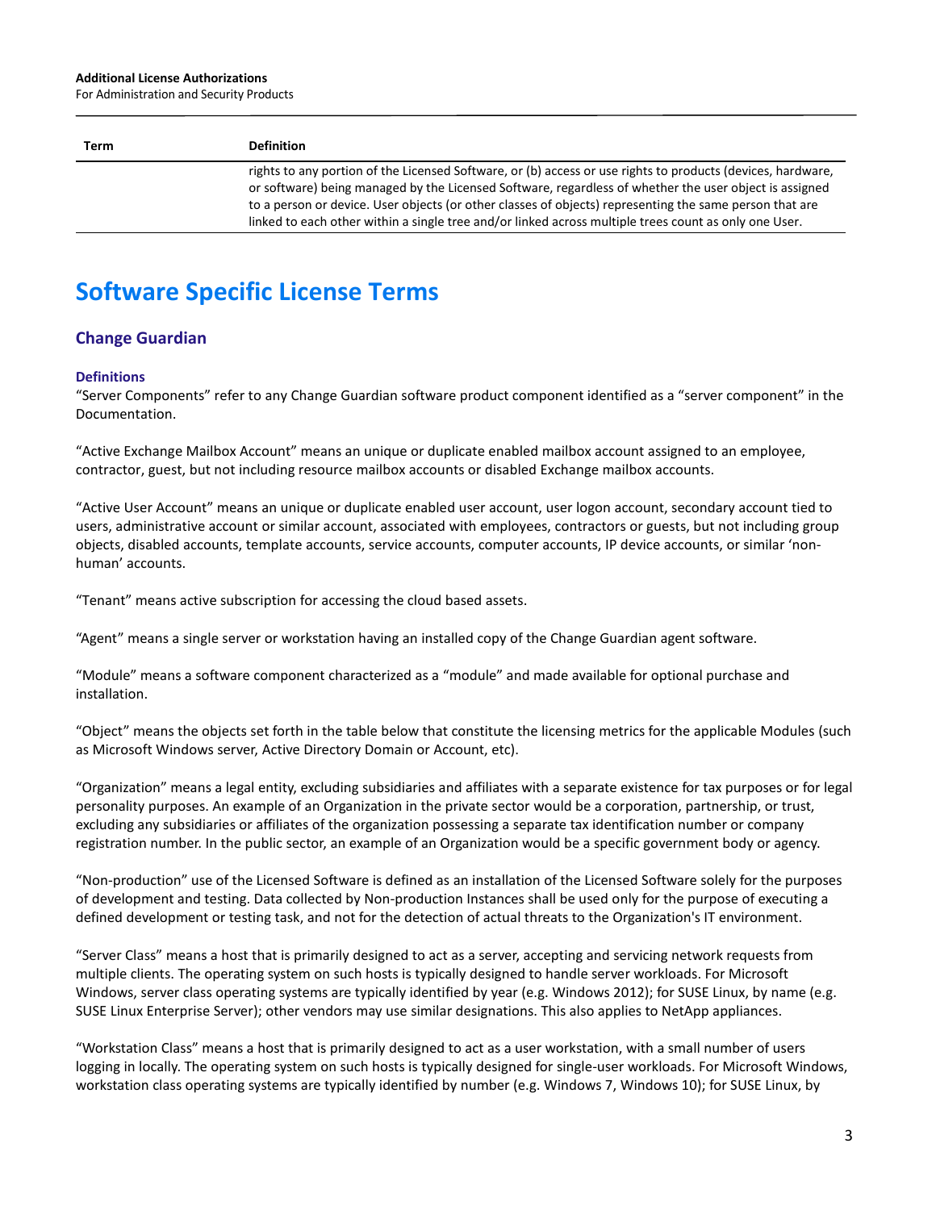| Term | Definition |
| --- | --- |
| | rights to any portion of the Licensed Software, or (b) access or use rights to products (devices, hardware, or software) being managed by the Licensed Software, regardless of whether the user object is assigned to a person or device. User objects (or other classes of objects) representing the same person that are linked to each other within a single tree and/or linked across multiple trees count as only one User. |

# Software Specific License Terms

## Change Guardian

### Definitions

"Server Components" refer to any Change Guardian software product component identified as a "server component" in the Documentation.

"Active Exchange Mailbox Account" means an unique or duplicate enabled mailbox account assigned to an employee, contractor, guest, but not including resource mailbox accounts or disabled Exchange mailbox accounts.

"Active User Account" means an unique or duplicate enabled user account, user logon account, secondary account tied to users, administrative account or similar account, associated with employees, contractors or guests, but not including group objects, disabled accounts, template accounts, service accounts, computer accounts, IP device accounts, or similar 'non-human' accounts.

"Tenant" means active subscription for accessing the cloud based assets.

"Agent" means a single server or workstation having an installed copy of the Change Guardian agent software.

"Module" means a software component characterized as a "module" and made available for optional purchase and installation.

"Object" means the objects set forth in the table below that constitute the licensing metrics for the applicable Modules (such as Microsoft Windows server, Active Directory Domain or Account, etc).

"Organization" means a legal entity, excluding subsidiaries and affiliates with a separate existence for tax purposes or for legal personality purposes. An example of an Organization in the private sector would be a corporation, partnership, or trust, excluding any subsidiaries or affiliates of the organization possessing a separate tax identification number or company registration number. In the public sector, an example of an Organization would be a specific government body or agency.

"Non-production" use of the Licensed Software is defined as an installation of the Licensed Software solely for the purposes of development and testing. Data collected by Non-production Instances shall be used only for the purpose of executing a defined development or testing task, and not for the detection of actual threats to the Organization's IT environment.

"Server Class" means a host that is primarily designed to act as a server, accepting and servicing network requests from multiple clients. The operating system on such hosts is typically designed to handle server workloads. For Microsoft Windows, server class operating systems are typically identified by year (e.g. Windows 2012); for SUSE Linux, by name (e.g. SUSE Linux Enterprise Server); other vendors may use similar designations. This also applies to NetApp appliances.

"Workstation Class" means a host that is primarily designed to act as a user workstation, with a small number of users logging in locally. The operating system on such hosts is typically designed for single-user workloads. For Microsoft Windows, workstation class operating systems are typically identified by number (e.g. Windows 7, Windows 10); for SUSE Linux, by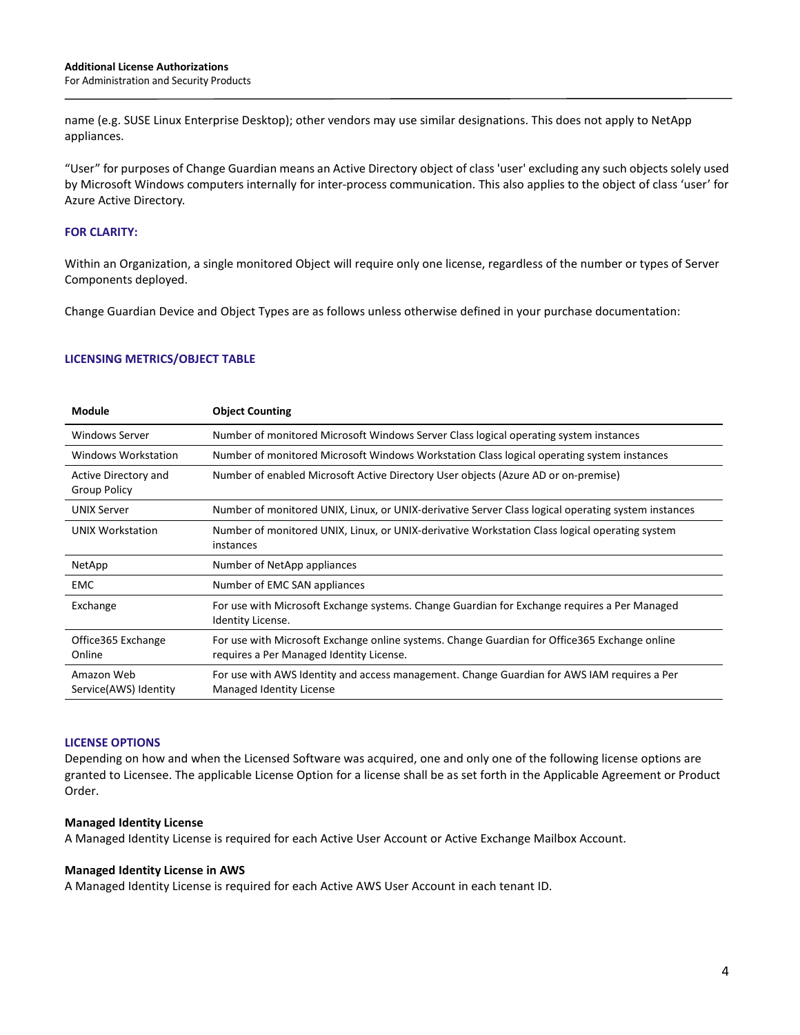name (e.g. SUSE Linux Enterprise Desktop); other vendors may use similar designations. This does not apply to NetApp appliances.

"User" for purposes of Change Guardian means an Active Directory object of class 'user' excluding any such objects solely used by Microsoft Windows computers internally for inter-process communication. This also applies to the object of class 'user' for Azure Active Directory.

### FOR CLARITY:

Within an Organization, a single monitored Object will require only one license, regardless of the number or types of Server Components deployed.

Change Guardian Device and Object Types are as follows unless otherwise defined in your purchase documentation:

### LICENSING METRICS/OBJECT TABLE

| Module | Object Counting |
| --- | --- |
| Windows Server | Number of monitored Microsoft Windows Server Class logical operating system instances |
| Windows Workstation | Number of monitored Microsoft Windows Workstation Class logical operating system instances |
| Active Directory and Group Policy | Number of enabled Microsoft Active Directory User objects (Azure AD or on-premise) |
| UNIX Server | Number of monitored UNIX, Linux, or UNIX-derivative Server Class logical operating system instances |
| UNIX Workstation | Number of monitored UNIX, Linux, or UNIX-derivative Workstation Class logical operating system instances |
| NetApp | Number of NetApp appliances |
| EMC | Number of EMC SAN appliances |
| Exchange | For use with Microsoft Exchange systems. Change Guardian for Exchange requires a Per Managed Identity License. |
| Office365 Exchange Online | For use with Microsoft Exchange online systems. Change Guardian for Office365 Exchange online requires a Per Managed Identity License. |
| Amazon Web Service(AWS) Identity | For use with AWS Identity and access management. Change Guardian for AWS IAM requires a Per Managed Identity License |

### LICENSE OPTIONS

Depending on how and when the Licensed Software was acquired, one and only one of the following license options are granted to Licensee. The applicable License Option for a license shall be as set forth in the Applicable Agreement or Product Order.

**Managed Identity License**

A Managed Identity License is required for each Active User Account or Active Exchange Mailbox Account.

**Managed Identity License in AWS**

A Managed Identity License is required for each Active AWS User Account in each tenant ID.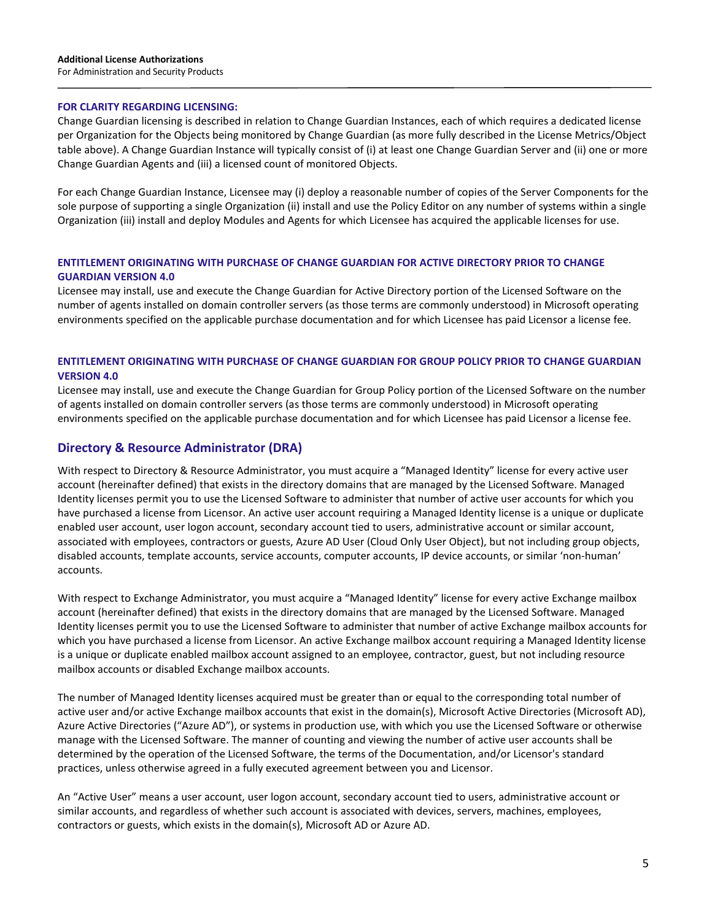#### FOR CLARITY REGARDING LICENSING:

Change Guardian licensing is described in relation to Change Guardian Instances, each of which requires a dedicated license per Organization for the Objects being monitored by Change Guardian (as more fully described in the License Metrics/Object table above). A Change Guardian Instance will typically consist of (i) at least one Change Guardian Server and (ii) one or more Change Guardian Agents and (iii) a licensed count of monitored Objects.

For each Change Guardian Instance, Licensee may (i) deploy a reasonable number of copies of the Server Components for the sole purpose of supporting a single Organization (ii) install and use the Policy Editor on any number of systems within a single Organization (iii) install and deploy Modules and Agents for which Licensee has acquired the applicable licenses for use.

#### ENTITLEMENT ORIGINATING WITH PURCHASE OF CHANGE GUARDIAN FOR ACTIVE DIRECTORY PRIOR TO CHANGE GUARDIAN VERSION 4.0

Licensee may install, use and execute the Change Guardian for Active Directory portion of the Licensed Software on the number of agents installed on domain controller servers (as those terms are commonly understood) in Microsoft operating environments specified on the applicable purchase documentation and for which Licensee has paid Licensor a license fee.

#### ENTITLEMENT ORIGINATING WITH PURCHASE OF CHANGE GUARDIAN FOR GROUP POLICY PRIOR TO CHANGE GUARDIAN VERSION 4.0

Licensee may install, use and execute the Change Guardian for Group Policy portion of the Licensed Software on the number of agents installed on domain controller servers (as those terms are commonly understood) in Microsoft operating environments specified on the applicable purchase documentation and for which Licensee has paid Licensor a license fee.

## Directory & Resource Administrator (DRA)

With respect to Directory & Resource Administrator, you must acquire a "Managed Identity" license for every active user account (hereinafter defined) that exists in the directory domains that are managed by the Licensed Software. Managed Identity licenses permit you to use the Licensed Software to administer that number of active user accounts for which you have purchased a license from Licensor. An active user account requiring a Managed Identity license is a unique or duplicate enabled user account, user logon account, secondary account tied to users, administrative account or similar account, associated with employees, contractors or guests, Azure AD User (Cloud Only User Object), but not including group objects, disabled accounts, template accounts, service accounts, computer accounts, IP device accounts, or similar 'non-human' accounts.

With respect to Exchange Administrator, you must acquire a "Managed Identity" license for every active Exchange mailbox account (hereinafter defined) that exists in the directory domains that are managed by the Licensed Software. Managed Identity licenses permit you to use the Licensed Software to administer that number of active Exchange mailbox accounts for which you have purchased a license from Licensor. An active Exchange mailbox account requiring a Managed Identity license is a unique or duplicate enabled mailbox account assigned to an employee, contractor, guest, but not including resource mailbox accounts or disabled Exchange mailbox accounts.

The number of Managed Identity licenses acquired must be greater than or equal to the corresponding total number of active user and/or active Exchange mailbox accounts that exist in the domain(s), Microsoft Active Directories (Microsoft AD), Azure Active Directories ("Azure AD"), or systems in production use, with which you use the Licensed Software or otherwise manage with the Licensed Software. The manner of counting and viewing the number of active user accounts shall be determined by the operation of the Licensed Software, the terms of the Documentation, and/or Licensor's standard practices, unless otherwise agreed in a fully executed agreement between you and Licensor.

An "Active User" means a user account, user logon account, secondary account tied to users, administrative account or similar accounts, and regardless of whether such account is associated with devices, servers, machines, employees, contractors or guests, which exists in the domain(s), Microsoft AD or Azure AD.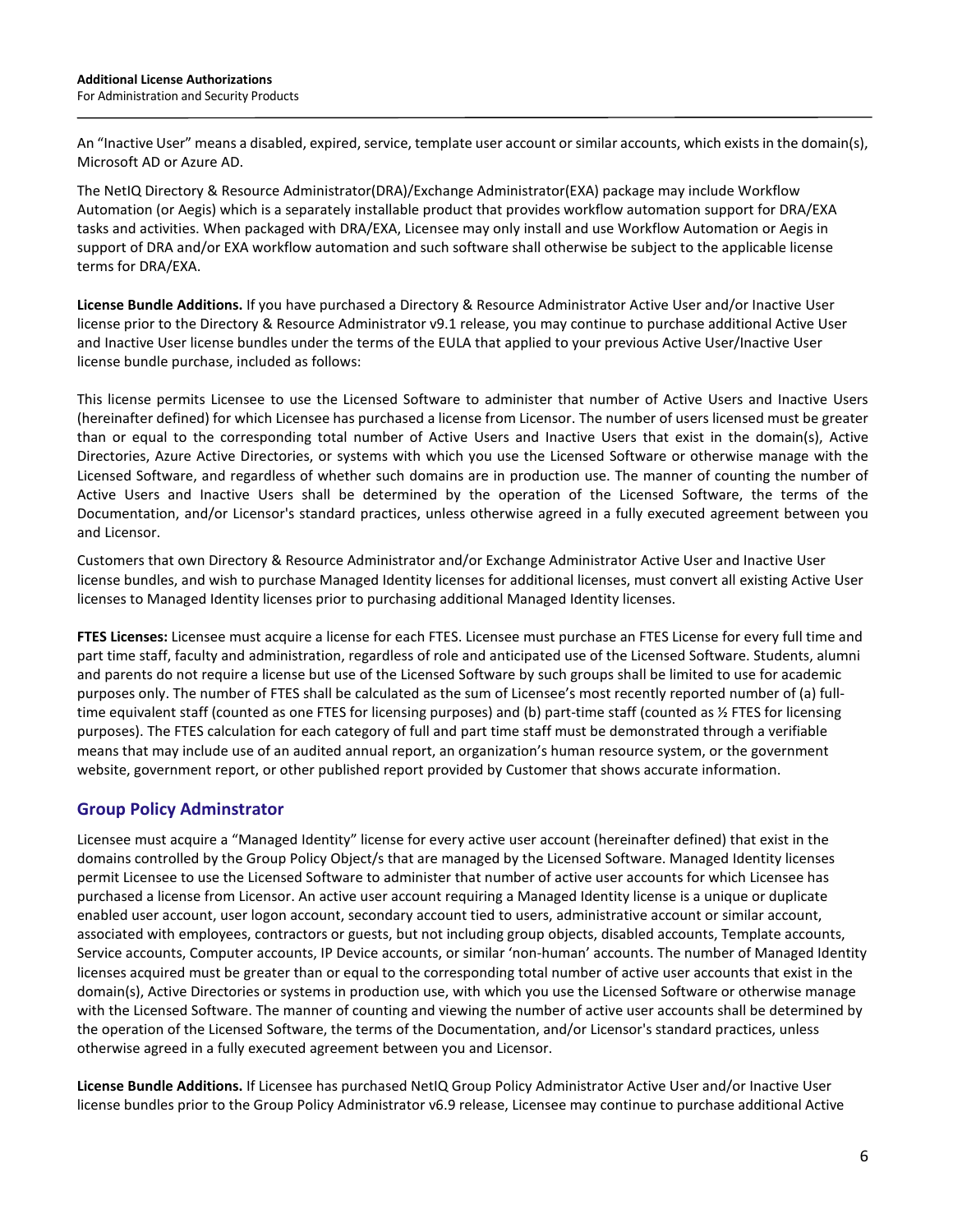An “Inactive User” means a disabled, expired, service, template user account or similar accounts, which exists in the domain(s), Microsoft AD or Azure AD.

The NetIQ Directory & Resource Administrator(DRA)/Exchange Administrator(EXA) package may include Workflow Automation (or Aegis) which is a separately installable product that provides workflow automation support for DRA/EXA tasks and activities. When packaged with DRA/EXA, Licensee may only install and use Workflow Automation or Aegis in support of DRA and/or EXA workflow automation and such software shall otherwise be subject to the applicable license terms for DRA/EXA.

**License Bundle Additions.** If you have purchased a Directory & Resource Administrator Active User and/or Inactive User license prior to the Directory & Resource Administrator v9.1 release, you may continue to purchase additional Active User and Inactive User license bundles under the terms of the EULA that applied to your previous Active User/Inactive User license bundle purchase, included as follows:

This license permits Licensee to use the Licensed Software to administer that number of Active Users and Inactive Users (hereinafter defined) for which Licensee has purchased a license from Licensor. The number of users licensed must be greater than or equal to the corresponding total number of Active Users and Inactive Users that exist in the domain(s), Active Directories, Azure Active Directories, or systems with which you use the Licensed Software or otherwise manage with the Licensed Software, and regardless of whether such domains are in production use. The manner of counting the number of Active Users and Inactive Users shall be determined by the operation of the Licensed Software, the terms of the Documentation, and/or Licensor's standard practices, unless otherwise agreed in a fully executed agreement between you and Licensor.

Customers that own Directory & Resource Administrator and/or Exchange Administrator Active User and Inactive User license bundles, and wish to purchase Managed Identity licenses for additional licenses, must convert all existing Active User licenses to Managed Identity licenses prior to purchasing additional Managed Identity licenses.

**FTES Licenses:** Licensee must acquire a license for each FTES. Licensee must purchase an FTES License for every full time and part time staff, faculty and administration, regardless of role and anticipated use of the Licensed Software. Students, alumni and parents do not require a license but use of the Licensed Software by such groups shall be limited to use for academic purposes only. The number of FTES shall be calculated as the sum of Licensee’s most recently reported number of (a) full-time equivalent staff (counted as one FTES for licensing purposes) and (b) part-time staff (counted as ½ FTES for licensing purposes). The FTES calculation for each category of full and part time staff must be demonstrated through a verifiable means that may include use of an audited annual report, an organization’s human resource system, or the government website, government report, or other published report provided by Customer that shows accurate information.

## Group Policy Adminstrator

Licensee must acquire a “Managed Identity” license for every active user account (hereinafter defined) that exist in the domains controlled by the Group Policy Object/s that are managed by the Licensed Software. Managed Identity licenses permit Licensee to use the Licensed Software to administer that number of active user accounts for which Licensee has purchased a license from Licensor. An active user account requiring a Managed Identity license is a unique or duplicate enabled user account, user logon account, secondary account tied to users, administrative account or similar account, associated with employees, contractors or guests, but not including group objects, disabled accounts, Template accounts, Service accounts, Computer accounts, IP Device accounts, or similar ‘non-human’ accounts. The number of Managed Identity licenses acquired must be greater than or equal to the corresponding total number of active user accounts that exist in the domain(s), Active Directories or systems in production use, with which you use the Licensed Software or otherwise manage with the Licensed Software. The manner of counting and viewing the number of active user accounts shall be determined by the operation of the Licensed Software, the terms of the Documentation, and/or Licensor's standard practices, unless otherwise agreed in a fully executed agreement between you and Licensor.

**License Bundle Additions.** If Licensee has purchased NetIQ Group Policy Administrator Active User and/or Inactive User license bundles prior to the Group Policy Administrator v6.9 release, Licensee may continue to purchase additional Active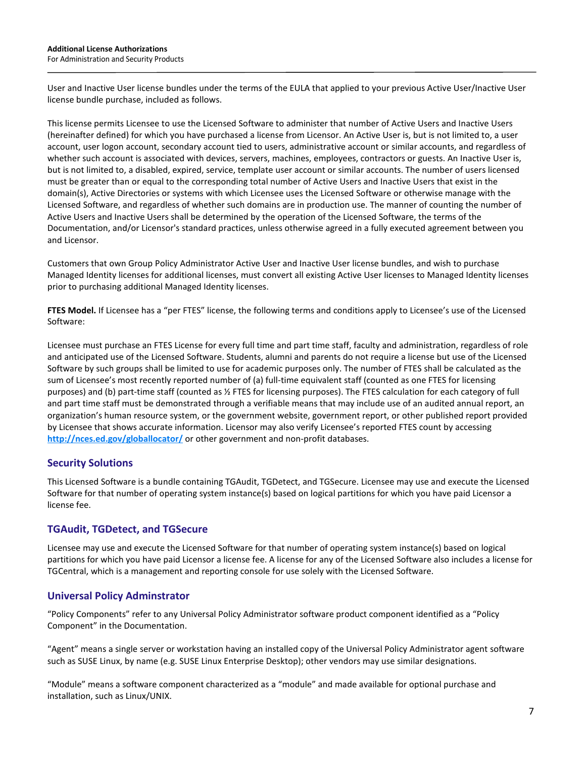User and Inactive User license bundles under the terms of the EULA that applied to your previous Active User/Inactive User license bundle purchase, included as follows.

This license permits Licensee to use the Licensed Software to administer that number of Active Users and Inactive Users (hereinafter defined) for which you have purchased a license from Licensor. An Active User is, but is not limited to, a user account, user logon account, secondary account tied to users, administrative account or similar accounts, and regardless of whether such account is associated with devices, servers, machines, employees, contractors or guests. An Inactive User is, but is not limited to, a disabled, expired, service, template user account or similar accounts. The number of users licensed must be greater than or equal to the corresponding total number of Active Users and Inactive Users that exist in the domain(s), Active Directories or systems with which Licensee uses the Licensed Software or otherwise manage with the Licensed Software, and regardless of whether such domains are in production use. The manner of counting the number of Active Users and Inactive Users shall be determined by the operation of the Licensed Software, the terms of the Documentation, and/or Licensor's standard practices, unless otherwise agreed in a fully executed agreement between you and Licensor.

Customers that own Group Policy Administrator Active User and Inactive User license bundles, and wish to purchase Managed Identity licenses for additional licenses, must convert all existing Active User licenses to Managed Identity licenses prior to purchasing additional Managed Identity licenses.

**FTES Model.** If Licensee has a "per FTES" license, the following terms and conditions apply to Licensee's use of the Licensed Software:

Licensee must purchase an FTES License for every full time and part time staff, faculty and administration, regardless of role and anticipated use of the Licensed Software. Students, alumni and parents do not require a license but use of the Licensed Software by such groups shall be limited to use for academic purposes only. The number of FTES shall be calculated as the sum of Licensee's most recently reported number of (a) full-time equivalent staff (counted as one FTES for licensing purposes) and (b) part-time staff (counted as ½ FTES for licensing purposes). The FTES calculation for each category of full and part time staff must be demonstrated through a verifiable means that may include use of an audited annual report, an organization's human resource system, or the government website, government report, or other published report provided by Licensee that shows accurate information. Licensor may also verify Licensee's reported FTES count by accessing [http://nces.ed.gov/globallocator/](http://nces.ed.gov/globallocator/) or other government and non-profit databases.

## Security Solutions

This Licensed Software is a bundle containing TGAudit, TGDetect, and TGSecure. Licensee may use and execute the Licensed Software for that number of operating system instance(s) based on logical partitions for which you have paid Licensor a license fee.

## TGAudit, TGDetect, and TGSecure

Licensee may use and execute the Licensed Software for that number of operating system instance(s) based on logical partitions for which you have paid Licensor a license fee. A license for any of the Licensed Software also includes a license for TGCentral, which is a management and reporting console for use solely with the Licensed Software.

## Universal Policy Adminstrator

"Policy Components" refer to any Universal Policy Administrator software product component identified as a "Policy Component" in the Documentation.

"Agent" means a single server or workstation having an installed copy of the Universal Policy Administrator agent software such as SUSE Linux, by name (e.g. SUSE Linux Enterprise Desktop); other vendors may use similar designations.

"Module" means a software component characterized as a "module" and made available for optional purchase and installation, such as Linux/UNIX.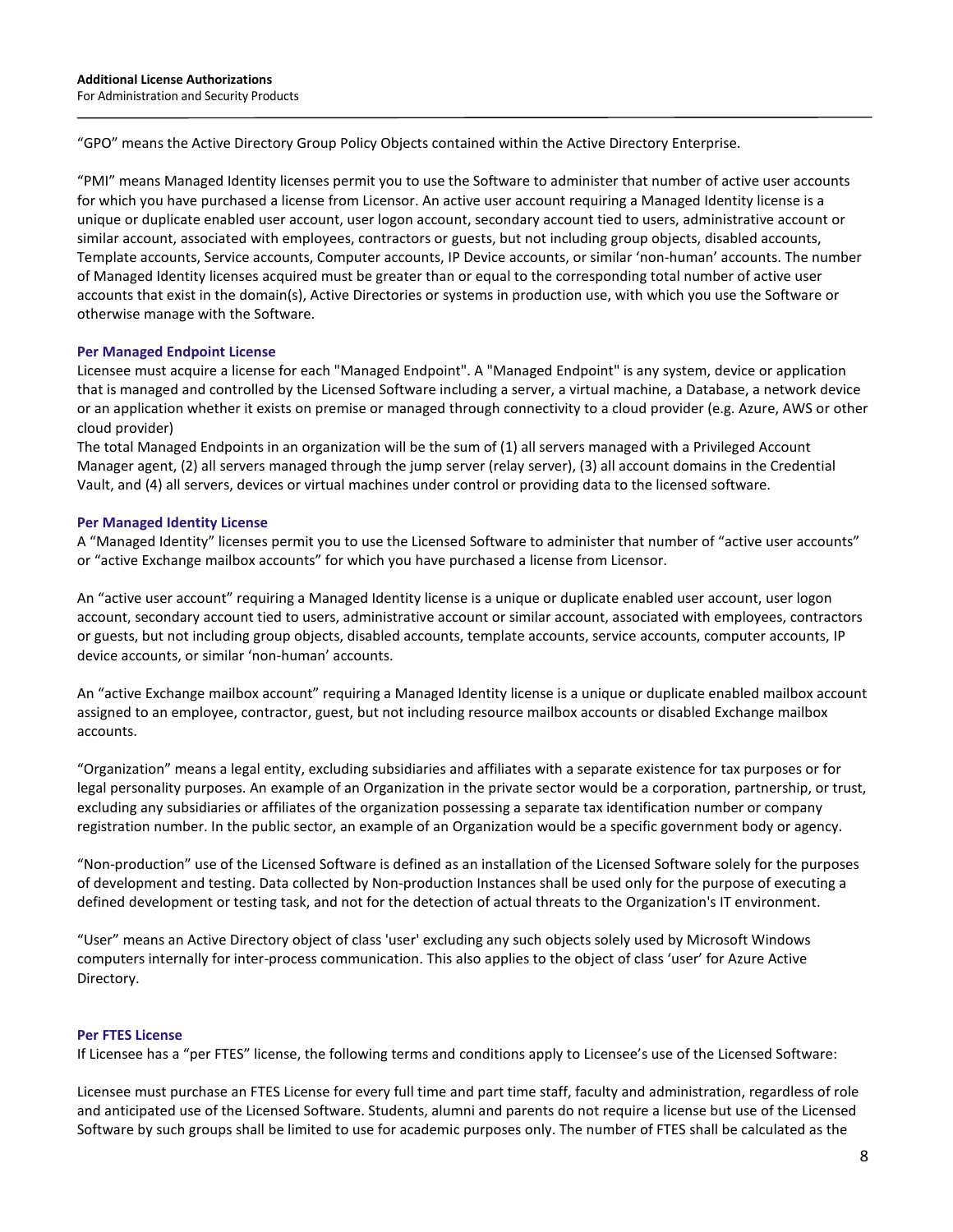"GPO" means the Active Directory Group Policy Objects contained within the Active Directory Enterprise.

"PMI" means Managed Identity licenses permit you to use the Software to administer that number of active user accounts for which you have purchased a license from Licensor. An active user account requiring a Managed Identity license is a unique or duplicate enabled user account, user logon account, secondary account tied to users, administrative account or similar account, associated with employees, contractors or guests, but not including group objects, disabled accounts, Template accounts, Service accounts, Computer accounts, IP Device accounts, or similar 'non-human' accounts. The number of Managed Identity licenses acquired must be greater than or equal to the corresponding total number of active user accounts that exist in the domain(s), Active Directories or systems in production use, with which you use the Software or otherwise manage with the Software.

### Per Managed Endpoint License

Licensee must acquire a license for each "Managed Endpoint". A "Managed Endpoint" is any system, device or application that is managed and controlled by the Licensed Software including a server, a virtual machine, a Database, a network device or an application whether it exists on premise or managed through connectivity to a cloud provider (e.g. Azure, AWS or other cloud provider)

The total Managed Endpoints in an organization will be the sum of (1) all servers managed with a Privileged Account Manager agent, (2) all servers managed through the jump server (relay server), (3) all account domains in the Credential Vault, and (4) all servers, devices or virtual machines under control or providing data to the licensed software.

### Per Managed Identity License

A "Managed Identity" licenses permit you to use the Licensed Software to administer that number of "active user accounts" or "active Exchange mailbox accounts" for which you have purchased a license from Licensor.

An "active user account" requiring a Managed Identity license is a unique or duplicate enabled user account, user logon account, secondary account tied to users, administrative account or similar account, associated with employees, contractors or guests, but not including group objects, disabled accounts, template accounts, service accounts, computer accounts, IP device accounts, or similar 'non-human' accounts.

An "active Exchange mailbox account" requiring a Managed Identity license is a unique or duplicate enabled mailbox account assigned to an employee, contractor, guest, but not including resource mailbox accounts or disabled Exchange mailbox accounts.

"Organization" means a legal entity, excluding subsidiaries and affiliates with a separate existence for tax purposes or for legal personality purposes. An example of an Organization in the private sector would be a corporation, partnership, or trust, excluding any subsidiaries or affiliates of the organization possessing a separate tax identification number or company registration number. In the public sector, an example of an Organization would be a specific government body or agency.

"Non-production" use of the Licensed Software is defined as an installation of the Licensed Software solely for the purposes of development and testing. Data collected by Non-production Instances shall be used only for the purpose of executing a defined development or testing task, and not for the detection of actual threats to the Organization's IT environment.

"User" means an Active Directory object of class 'user' excluding any such objects solely used by Microsoft Windows computers internally for inter-process communication. This also applies to the object of class 'user' for Azure Active Directory.

### Per FTES License

If Licensee has a "per FTES" license, the following terms and conditions apply to Licensee's use of the Licensed Software:

Licensee must purchase an FTES License for every full time and part time staff, faculty and administration, regardless of role and anticipated use of the Licensed Software. Students, alumni and parents do not require a license but use of the Licensed Software by such groups shall be limited to use for academic purposes only. The number of FTES shall be calculated as the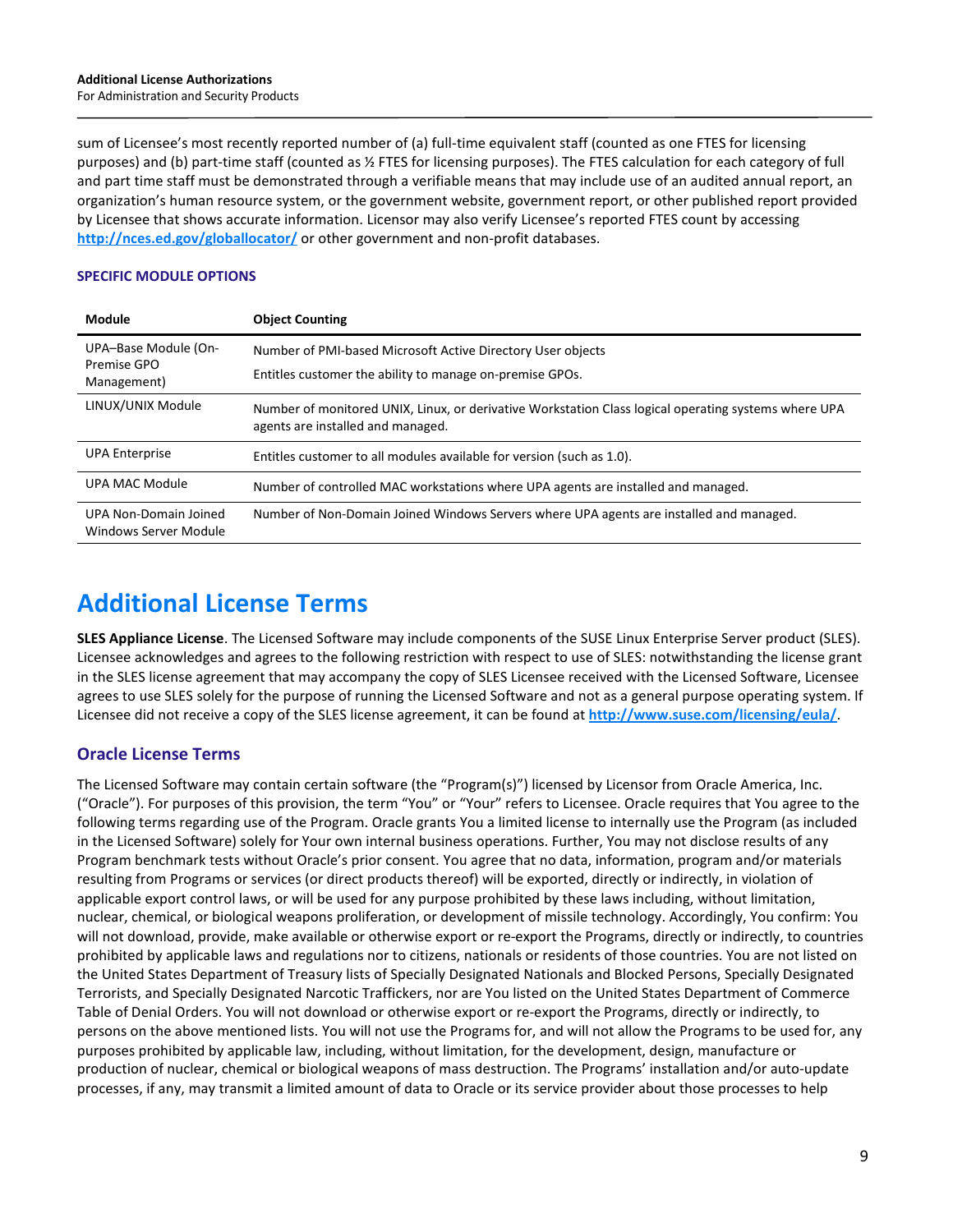sum of Licensee's most recently reported number of (a) full-time equivalent staff (counted as one FTES for licensing purposes) and (b) part-time staff (counted as ½ FTES for licensing purposes). The FTES calculation for each category of full and part time staff must be demonstrated through a verifiable means that may include use of an audited annual report, an organization's human resource system, or the government website, government report, or other published report provided by Licensee that shows accurate information. Licensor may also verify Licensee's reported FTES count by accessing **http://nces.ed.gov/globallocator/** or other government and non-profit databases.

### SPECIFIC MODULE OPTIONS

| Module | Object Counting |
|---|---|
| UPA–Base Module (On-Premise GPO Management) | Number of PMI-based Microsoft Active Directory User objects<br>Entitles customer the ability to manage on-premise GPOs. |
| LINUX/UNIX Module | Number of monitored UNIX, Linux, or derivative Workstation Class logical operating systems where UPA agents are installed and managed. |
| UPA Enterprise | Entitles customer to all modules available for version (such as 1.0). |
| UPA MAC Module | Number of controlled MAC workstations where UPA agents are installed and managed. |
| UPA Non-Domain Joined Windows Server Module | Number of Non-Domain Joined Windows Servers where UPA agents are installed and managed. |

# Additional License Terms

**SLES Appliance License**. The Licensed Software may include components of the SUSE Linux Enterprise Server product (SLES). Licensee acknowledges and agrees to the following restriction with respect to use of SLES: notwithstanding the license grant in the SLES license agreement that may accompany the copy of SLES Licensee received with the Licensed Software, Licensee agrees to use SLES solely for the purpose of running the Licensed Software and not as a general purpose operating system. If Licensee did not receive a copy of the SLES license agreement, it can be found at **http://www.suse.com/licensing/eula/**.

## Oracle License Terms

The Licensed Software may contain certain software (the "Program(s)") licensed by Licensor from Oracle America, Inc. ("Oracle"). For purposes of this provision, the term "You" or "Your" refers to Licensee. Oracle requires that You agree to the following terms regarding use of the Program. Oracle grants You a limited license to internally use the Program (as included in the Licensed Software) solely for Your own internal business operations. Further, You may not disclose results of any Program benchmark tests without Oracle's prior consent. You agree that no data, information, program and/or materials resulting from Programs or services (or direct products thereof) will be exported, directly or indirectly, in violation of applicable export control laws, or will be used for any purpose prohibited by these laws including, without limitation, nuclear, chemical, or biological weapons proliferation, or development of missile technology. Accordingly, You confirm: You will not download, provide, make available or otherwise export or re-export the Programs, directly or indirectly, to countries prohibited by applicable laws and regulations nor to citizens, nationals or residents of those countries. You are not listed on the United States Department of Treasury lists of Specially Designated Nationals and Blocked Persons, Specially Designated Terrorists, and Specially Designated Narcotic Traffickers, nor are You listed on the United States Department of Commerce Table of Denial Orders. You will not download or otherwise export or re-export the Programs, directly or indirectly, to persons on the above mentioned lists. You will not use the Programs for, and will not allow the Programs to be used for, any purposes prohibited by applicable law, including, without limitation, for the development, design, manufacture or production of nuclear, chemical or biological weapons of mass destruction. The Programs' installation and/or auto-update processes, if any, may transmit a limited amount of data to Oracle or its service provider about those processes to help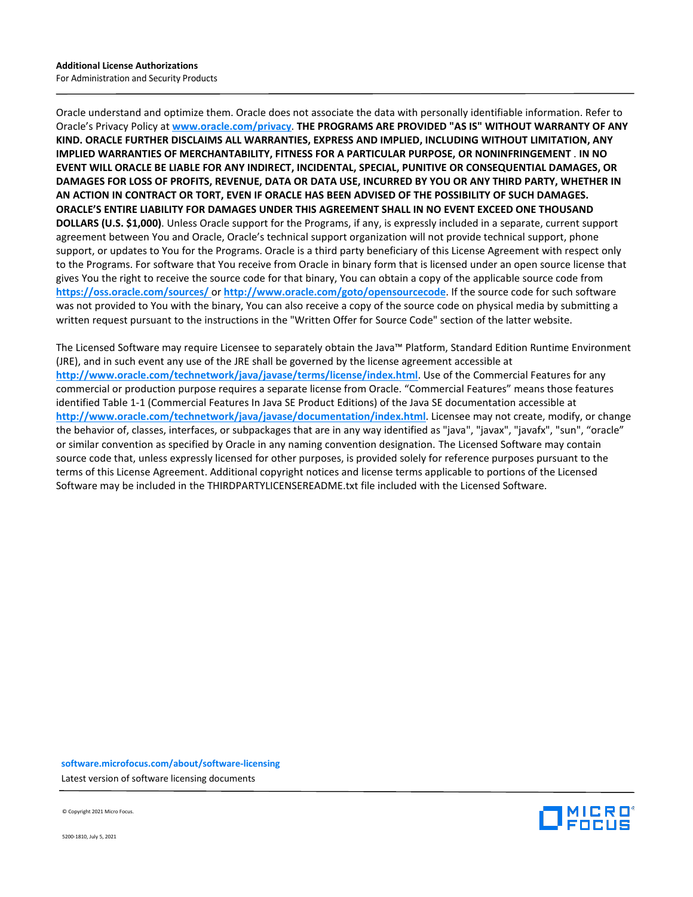Oracle understand and optimize them. Oracle does not associate the data with personally identifiable information. Refer to Oracle's Privacy Policy at **www.oracle.com/privacy**. **THE PROGRAMS ARE PROVIDED "AS IS" WITHOUT WARRANTY OF ANY KIND. ORACLE FURTHER DISCLAIMS ALL WARRANTIES, EXPRESS AND IMPLIED, INCLUDING WITHOUT LIMITATION, ANY IMPLIED WARRANTIES OF MERCHANTABILITY, FITNESS FOR A PARTICULAR PURPOSE, OR NONINFRINGEMENT . IN NO EVENT WILL ORACLE BE LIABLE FOR ANY INDIRECT, INCIDENTAL, SPECIAL, PUNITIVE OR CONSEQUENTIAL DAMAGES, OR DAMAGES FOR LOSS OF PROFITS, REVENUE, DATA OR DATA USE, INCURRED BY YOU OR ANY THIRD PARTY, WHETHER IN AN ACTION IN CONTRACT OR TORT, EVEN IF ORACLE HAS BEEN ADVISED OF THE POSSIBILITY OF SUCH DAMAGES. ORACLE'S ENTIRE LIABILITY FOR DAMAGES UNDER THIS AGREEMENT SHALL IN NO EVENT EXCEED ONE THOUSAND DOLLARS (U.S. $1,000)**. Unless Oracle support for the Programs, if any, is expressly included in a separate, current support agreement between You and Oracle, Oracle's technical support organization will not provide technical support, phone support, or updates to You for the Programs. Oracle is a third party beneficiary of this License Agreement with respect only to the Programs. For software that You receive from Oracle in binary form that is licensed under an open source license that gives You the right to receive the source code for that binary, You can obtain a copy of the applicable source code from **https://oss.oracle.com/sources/** or **http://www.oracle.com/goto/opensourcecode**. If the source code for such software was not provided to You with the binary, You can also receive a copy of the source code on physical media by submitting a written request pursuant to the instructions in the "Written Offer for Source Code" section of the latter website.

The Licensed Software may require Licensee to separately obtain the Java™ Platform, Standard Edition Runtime Environment (JRE), and in such event any use of the JRE shall be governed by the license agreement accessible at **http://www.oracle.com/technetwork/java/javase/terms/license/index.html**. Use of the Commercial Features for any commercial or production purpose requires a separate license from Oracle. "Commercial Features" means those features identified Table 1-1 (Commercial Features In Java SE Product Editions) of the Java SE documentation accessible at **http://www.oracle.com/technetwork/java/javase/documentation/index.html**. Licensee may not create, modify, or change the behavior of, classes, interfaces, or subpackages that are in any way identified as "java", "javax", "javafx", "sun", "oracle" or similar convention as specified by Oracle in any naming convention designation. The Licensed Software may contain source code that, unless expressly licensed for other purposes, is provided solely for reference purposes pursuant to the terms of this License Agreement. Additional copyright notices and license terms applicable to portions of the Licensed Software may be included in the THIRDPARTYLICENSEREADME.txt file included with the Licensed Software.

**software.microfocus.com/about/software-licensing**
Latest version of software licensing documents

© Copyright 2021 Micro Focus.

5200-1810, July 5, 2021